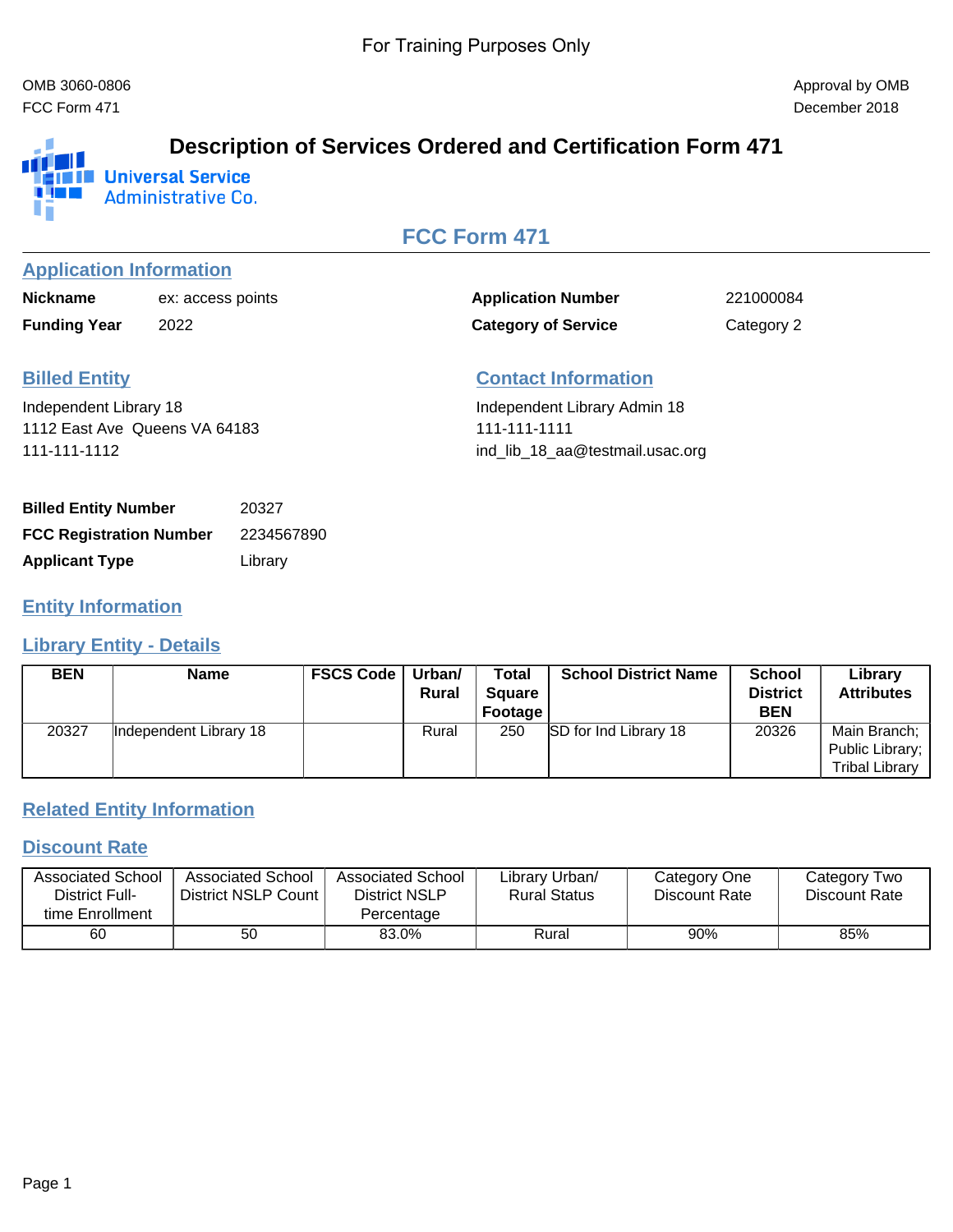For Training Purposes Only

OMB 3060-0806
FCC Form 471

Approval by OMB
December 2018

# Description of Services Ordered and Certification Form 471

Universal Service Administrative Co.

## FCC Form 471

### Application Information

| | | | |
|---|---|---|---|
| **Nickname** | ex: access points | **Application Number** | 221000084 |
| **Funding Year** | 2022 | **Category of Service** | Category 2 |

### Billed Entity

Independent Library 18
1112 East Ave  Queens VA 64183
111-111-1112

### Contact Information

Independent Library Admin 18
111-111-1111
ind_lib_18_aa@testmail.usac.org

| | |
|---|---|
| **Billed Entity Number** | 20327 |
| **FCC Registration Number** | 2234567890 |
| **Applicant Type** | Library |

### Entity Information

### Library Entity - Details

| BEN | Name | FSCS Code | Urban/ Rural | Total Square Footage | School District Name | School District BEN | Library Attributes |
|---|---|---|---|---|---|---|---|
| 20327 | Independent Library 18 | | Rural | 250 | SD for Ind Library 18 | 20326 | Main Branch; Public Library; Tribal Library |

### Related Entity Information

### Discount Rate

| Associated School District Full-time Enrollment | Associated School District NSLP Count | Associated School District NSLP Percentage | Library Urban/ Rural Status | Category One Discount Rate | Category Two Discount Rate |
|---|---|---|---|---|---|
| 60 | 50 | 83.0% | Rural | 90% | 85% |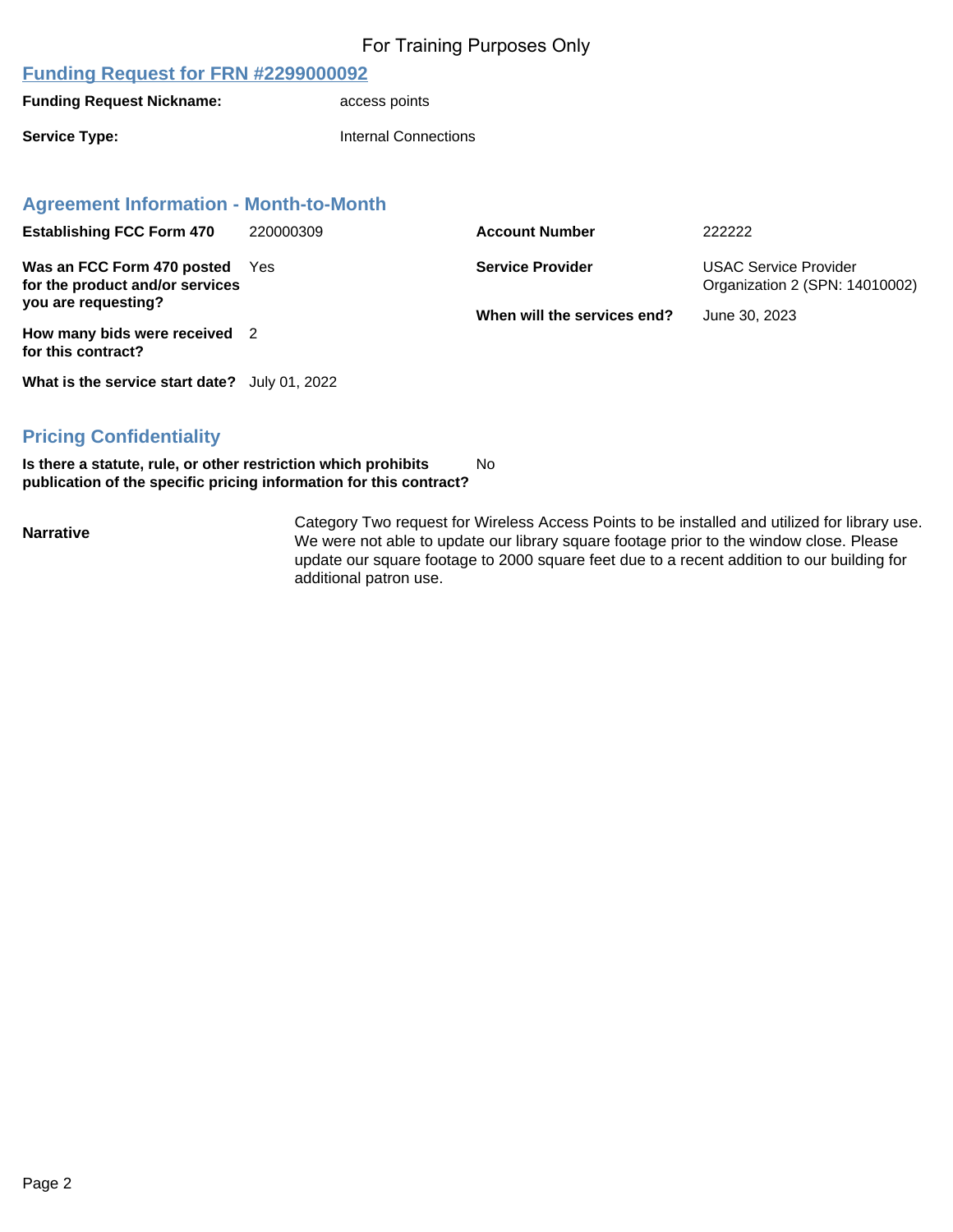For Training Purposes Only

## Funding Request for FRN #2299000092

**Funding Request Nickname:** access points

**Service Type:** Internal Connections

### Agreement Information - Month-to-Month

| | | | |
|---|---|---|---|
| **Establishing FCC Form 470** | 220000309 | **Account Number** | 222222 |
| **Was an FCC Form 470 posted for the product and/or services you are requesting?** | Yes | **Service Provider** | USAC Service Provider Organization 2 (SPN: 14010002) |
| **How many bids were received for this contract?** | 2 | **When will the services end?** | June 30, 2023 |
| **What is the service start date?** | July 01, 2022 | | |

### Pricing Confidentiality

**Is there a statute, rule, or other restriction which prohibits publication of the specific pricing information for this contract?** No

**Narrative**

Category Two request for Wireless Access Points to be installed and utilized for library use. We were not able to update our library square footage prior to the window close. Please update our square footage to 2000 square feet due to a recent addition to our building for additional patron use.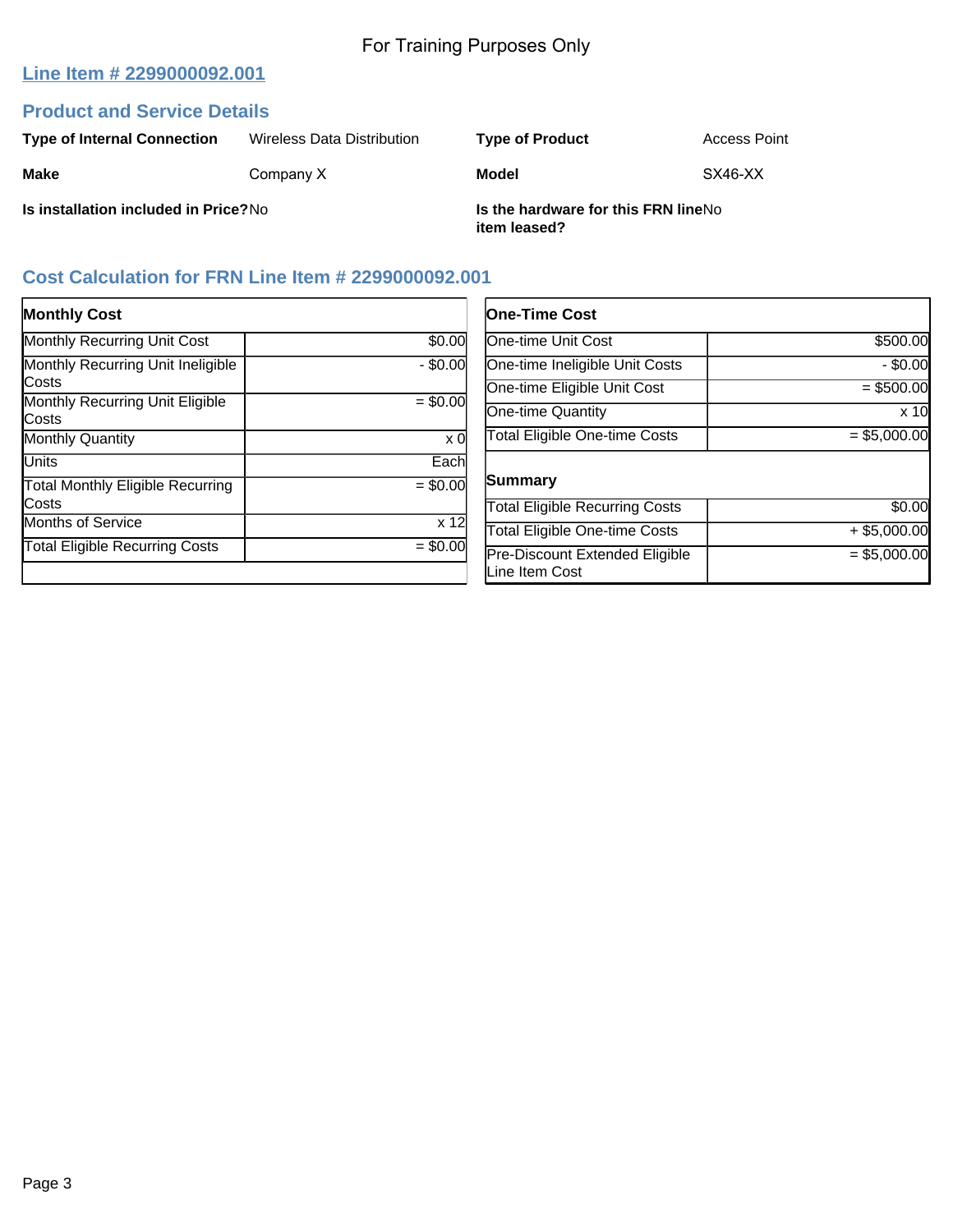For Training Purposes Only

## Line Item # 2299000092.001

### Product and Service Details

| | | | |
|---|---|---|---|
| **Type of Internal Connection** | Wireless Data Distribution | **Type of Product** | Access Point |
| **Make** | Company X | **Model** | SX46-XX |
| **Is installation included in Price?** | No | **Is the hardware for this FRN line item leased?** | No |

### Cost Calculation for FRN Line Item # 2299000092.001

| **Monthly Cost** | |
|---|---|
| Monthly Recurring Unit Cost | $0.00 |
| Monthly Recurring Unit Ineligible Costs | - $0.00 |
| Monthly Recurring Unit Eligible Costs | = $0.00 |
| Monthly Quantity | x 0 |
| Units | Each |
| Total Monthly Eligible Recurring Costs | = $0.00 |
| Months of Service | x 12 |
| Total Eligible Recurring Costs | = $0.00 |

| **One-Time Cost** | |
|---|---|
| One-time Unit Cost | $500.00 |
| One-time Ineligible Unit Costs | - $0.00 |
| One-time Eligible Unit Cost | = $500.00 |
| One-time Quantity | x 10 |
| Total Eligible One-time Costs | = $5,000.00 |

| **Summary** | |
|---|---|
| Total Eligible Recurring Costs | $0.00 |
| Total Eligible One-time Costs | + $5,000.00 |
| Pre-Discount Extended Eligible Line Item Cost | = $5,000.00 |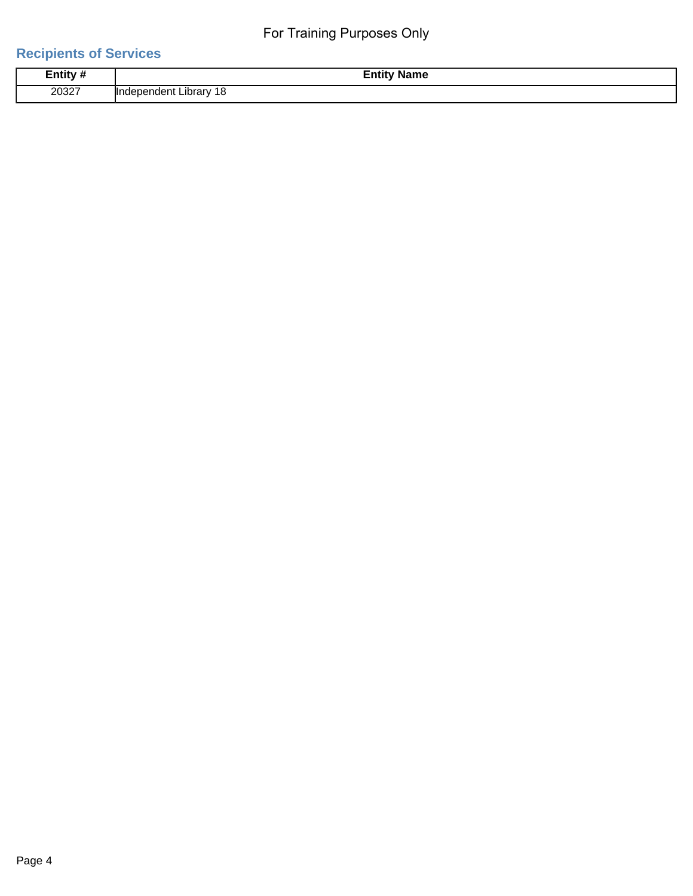For Training Purposes Only

## Recipients of Services

| Entity # | Entity Name |
| --- | --- |
| 20327 | Independent Library 18 |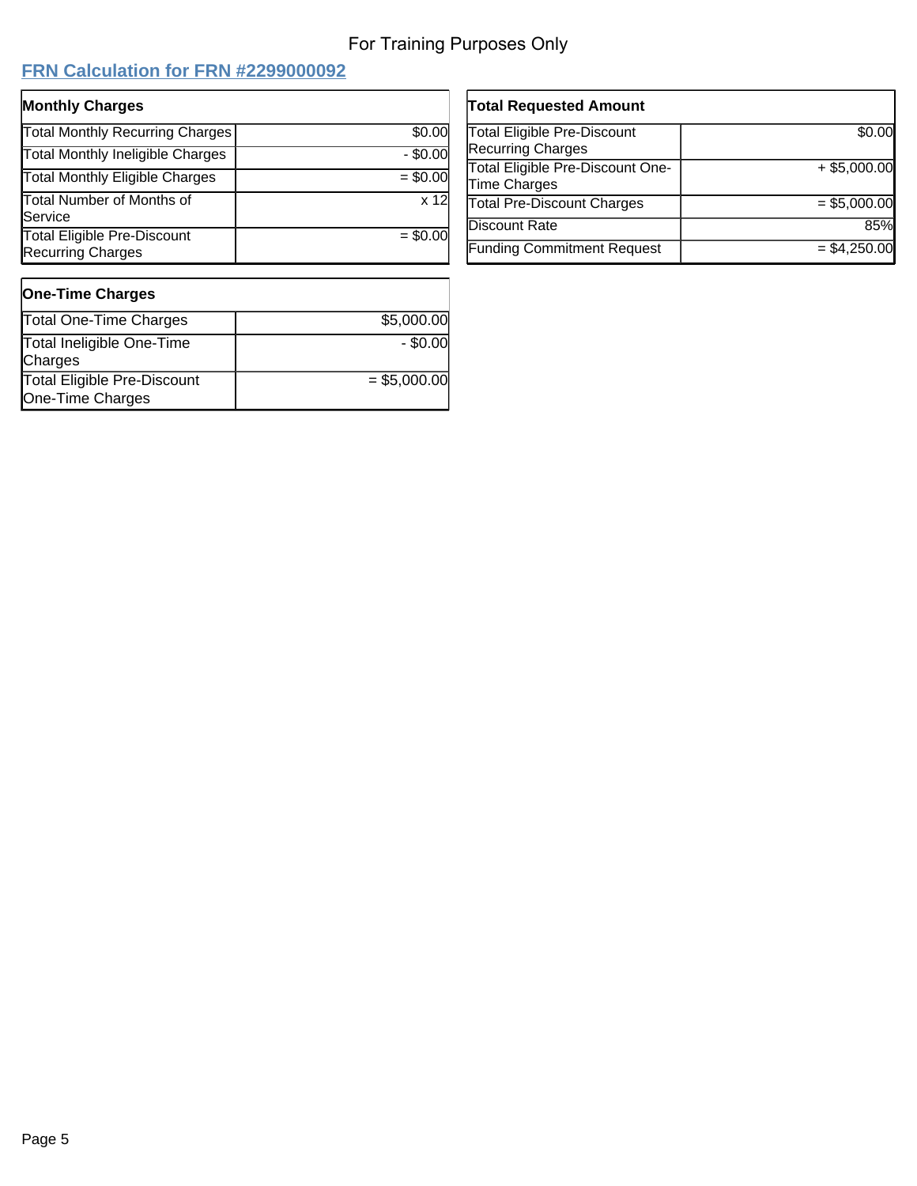For Training Purposes Only

## FRN Calculation for FRN #2299000092

| Monthly Charges | |
|---|---|
| Total Monthly Recurring Charges | $0.00 |
| Total Monthly Ineligible Charges | - $0.00 |
| Total Monthly Eligible Charges | = $0.00 |
| Total Number of Months of Service | x 12 |
| Total Eligible Pre-Discount Recurring Charges | = $0.00 |

| One-Time Charges | |
|---|---|
| Total One-Time Charges | $5,000.00 |
| Total Ineligible One-Time Charges | - $0.00 |
| Total Eligible Pre-Discount One-Time Charges | = $5,000.00 |

| Total Requested Amount | |
|---|---|
| Total Eligible Pre-Discount Recurring Charges | $0.00 |
| Total Eligible Pre-Discount One-Time Charges | + $5,000.00 |
| Total Pre-Discount Charges | = $5,000.00 |
| Discount Rate | 85% |
| Funding Commitment Request | = $4,250.00 |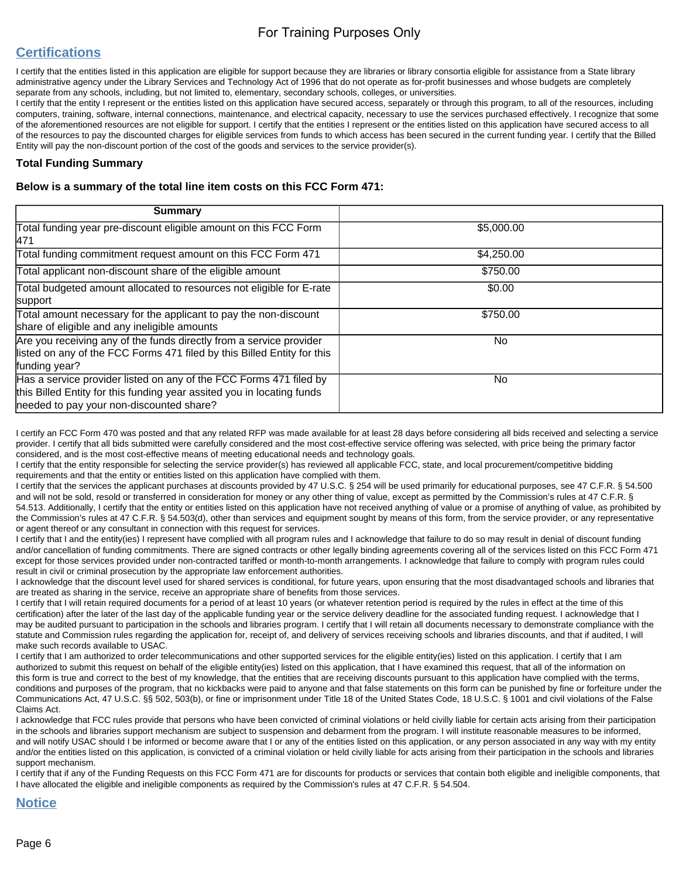For Training Purposes Only

## Certifications

I certify that the entities listed in this application are eligible for support because they are libraries or library consortia eligible for assistance from a State library administrative agency under the Library Services and Technology Act of 1996 that do not operate as for-profit businesses and whose budgets are completely separate from any schools, including, but not limited to, elementary, secondary schools, colleges, or universities.

I certify that the entity I represent or the entities listed on this application have secured access, separately or through this program, to all of the resources, including computers, training, software, internal connections, maintenance, and electrical capacity, necessary to use the services purchased effectively. I recognize that some of the aforementioned resources are not eligible for support. I certify that the entities I represent or the entities listed on this application have secured access to all of the resources to pay the discounted charges for eligible services from funds to which access has been secured in the current funding year. I certify that the Billed Entity will pay the non-discount portion of the cost of the goods and services to the service provider(s).

### Total Funding Summary

**Below is a summary of the total line item costs on this FCC Form 471:**

| Summary | |
|---|---|
| Total funding year pre-discount eligible amount on this FCC Form 471 | $5,000.00 |
| Total funding commitment request amount on this FCC Form 471 | $4,250.00 |
| Total applicant non-discount share of the eligible amount | $750.00 |
| Total budgeted amount allocated to resources not eligible for E-rate support | $0.00 |
| Total amount necessary for the applicant to pay the non-discount share of eligible and any ineligible amounts | $750.00 |
| Are you receiving any of the funds directly from a service provider listed on any of the FCC Forms 471 filed by this Billed Entity for this funding year? | No |
| Has a service provider listed on any of the FCC Forms 471 filed by this Billed Entity for this funding year assited you in locating funds needed to pay your non-discounted share? | No |

I certify an FCC Form 470 was posted and that any related RFP was made available for at least 28 days before considering all bids received and selecting a service provider. I certify that all bids submitted were carefully considered and the most cost-effective service offering was selected, with price being the primary factor considered, and is the most cost-effective means of meeting educational needs and technology goals.

I certify that the entity responsible for selecting the service provider(s) has reviewed all applicable FCC, state, and local procurement/competitive bidding requirements and that the entity or entities listed on this application have complied with them.

I certify that the services the applicant purchases at discounts provided by 47 U.S.C. § 254 will be used primarily for educational purposes, see 47 C.F.R. § 54.500 and will not be sold, resold or transferred in consideration for money or any other thing of value, except as permitted by the Commission's rules at 47 C.F.R. § 54.513. Additionally, I certify that the entity or entities listed on this application have not received anything of value or a promise of anything of value, as prohibited by the Commission's rules at 47 C.F.R. § 54.503(d), other than services and equipment sought by means of this form, from the service provider, or any representative or agent thereof or any consultant in connection with this request for services.

I certify that I and the entity(ies) I represent have complied with all program rules and I acknowledge that failure to do so may result in denial of discount funding and/or cancellation of funding commitments. There are signed contracts or other legally binding agreements covering all of the services listed on this FCC Form 471 except for those services provided under non-contracted tariffed or month-to-month arrangements. I acknowledge that failure to comply with program rules could result in civil or criminal prosecution by the appropriate law enforcement authorities.

I acknowledge that the discount level used for shared services is conditional, for future years, upon ensuring that the most disadvantaged schools and libraries that are treated as sharing in the service, receive an appropriate share of benefits from those services.

I certify that I will retain required documents for a period of at least 10 years (or whatever retention period is required by the rules in effect at the time of this certification) after the later of the last day of the applicable funding year or the service delivery deadline for the associated funding request. I acknowledge that I may be audited pursuant to participation in the schools and libraries program. I certify that I will retain all documents necessary to demonstrate compliance with the statute and Commission rules regarding the application for, receipt of, and delivery of services receiving schools and libraries discounts, and that if audited, I will make such records available to USAC.

I certify that I am authorized to order telecommunications and other supported services for the eligible entity(ies) listed on this application. I certify that I am authorized to submit this request on behalf of the eligible entity(ies) listed on this application, that I have examined this request, that all of the information on this form is true and correct to the best of my knowledge, that the entities that are receiving discounts pursuant to this application have complied with the terms, conditions and purposes of the program, that no kickbacks were paid to anyone and that false statements on this form can be punished by fine or forfeiture under the Communications Act, 47 U.S.C. §§ 502, 503(b), or fine or imprisonment under Title 18 of the United States Code, 18 U.S.C. § 1001 and civil violations of the False Claims Act.

I acknowledge that FCC rules provide that persons who have been convicted of criminal violations or held civilly liable for certain acts arising from their participation in the schools and libraries support mechanism are subject to suspension and debarment from the program. I will institute reasonable measures to be informed, and will notify USAC should I be informed or become aware that I or any of the entities listed on this application, or any person associated in any way with my entity and/or the entities listed on this application, is convicted of a criminal violation or held civilly liable for acts arising from their participation in the schools and libraries support mechanism.

I certify that if any of the Funding Requests on this FCC Form 471 are for discounts for products or services that contain both eligible and ineligible components, that I have allocated the eligible and ineligible components as required by the Commission's rules at 47 C.F.R. § 54.504.

## Notice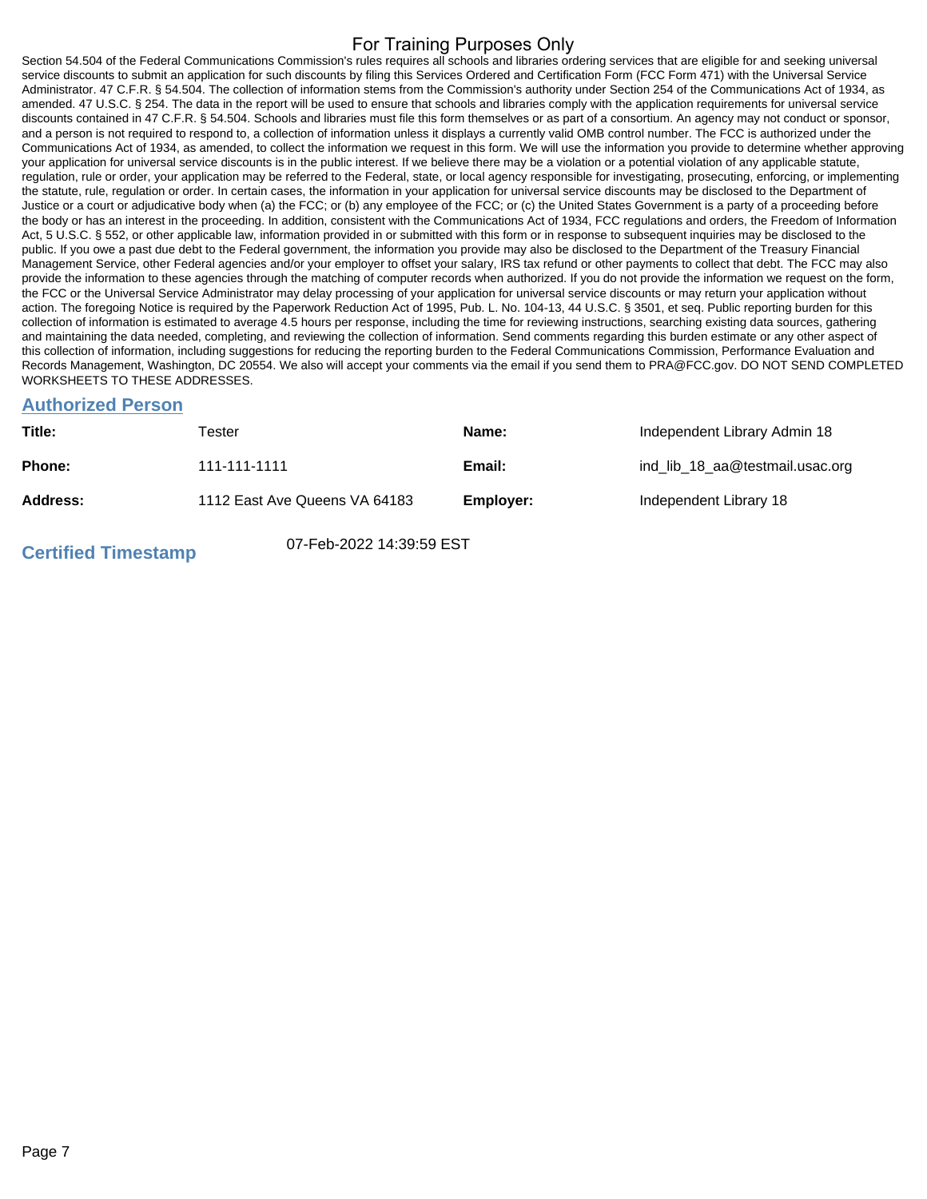For Training Purposes Only

Section 54.504 of the Federal Communications Commission's rules requires all schools and libraries ordering services that are eligible for and seeking universal service discounts to submit an application for such discounts by filing this Services Ordered and Certification Form (FCC Form 471) with the Universal Service Administrator. 47 C.F.R. § 54.504. The collection of information stems from the Commission's authority under Section 254 of the Communications Act of 1934, as amended. 47 U.S.C. § 254. The data in the report will be used to ensure that schools and libraries comply with the application requirements for universal service discounts contained in 47 C.F.R. § 54.504. Schools and libraries must file this form themselves or as part of a consortium. An agency may not conduct or sponsor, and a person is not required to respond to, a collection of information unless it displays a currently valid OMB control number. The FCC is authorized under the Communications Act of 1934, as amended, to collect the information we request in this form. We will use the information you provide to determine whether approving your application for universal service discounts is in the public interest. If we believe there may be a violation or a potential violation of any applicable statute, regulation, rule or order, your application may be referred to the Federal, state, or local agency responsible for investigating, prosecuting, enforcing, or implementing the statute, rule, regulation or order. In certain cases, the information in your application for universal service discounts may be disclosed to the Department of Justice or a court or adjudicative body when (a) the FCC; or (b) any employee of the FCC; or (c) the United States Government is a party of a proceeding before the body or has an interest in the proceeding. In addition, consistent with the Communications Act of 1934, FCC regulations and orders, the Freedom of Information Act, 5 U.S.C. § 552, or other applicable law, information provided in or submitted with this form or in response to subsequent inquiries may be disclosed to the public. If you owe a past due debt to the Federal government, the information you provide may also be disclosed to the Department of the Treasury Financial Management Service, other Federal agencies and/or your employer to offset your salary, IRS tax refund or other payments to collect that debt. The FCC may also provide the information to these agencies through the matching of computer records when authorized. If you do not provide the information we request on the form, the FCC or the Universal Service Administrator may delay processing of your application for universal service discounts or may return your application without action. The foregoing Notice is required by the Paperwork Reduction Act of 1995, Pub. L. No. 104-13, 44 U.S.C. § 3501, et seq. Public reporting burden for this collection of information is estimated to average 4.5 hours per response, including the time for reviewing instructions, searching existing data sources, gathering and maintaining the data needed, completing, and reviewing the collection of information. Send comments regarding this burden estimate or any other aspect of this collection of information, including suggestions for reducing the reporting burden to the Federal Communications Commission, Performance Evaluation and Records Management, Washington, DC 20554. We also will accept your comments via the email if you send them to PRA@FCC.gov. DO NOT SEND COMPLETED WORKSHEETS TO THESE ADDRESSES.

## Authorized Person

| | | | |
|---|---|---|---|
| **Title:** | Tester | **Name:** | Independent Library Admin 18 |
| **Phone:** | 111-111-1111 | **Email:** | ind_lib_18_aa@testmail.usac.org |
| **Address:** | 1112 East Ave Queens VA 64183 | **Employer:** | Independent Library 18 |

## Certified Timestamp

07-Feb-2022 14:39:59 EST